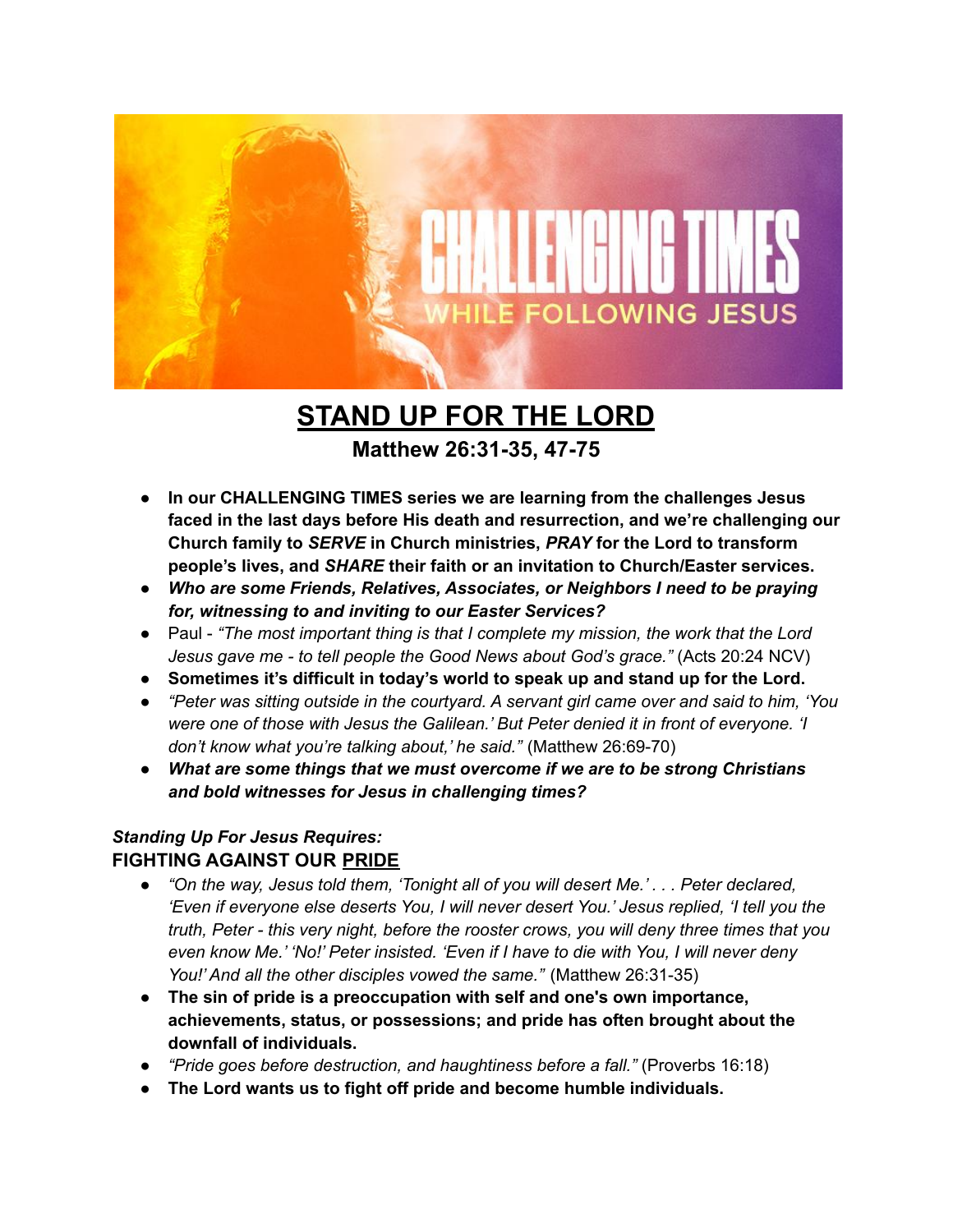# STAND UP FOR THE LORD

## Matthew 26:31-35, 47-75

- **In our CHALLENGING TIMES series we are learning from the challenges Jesus faced in the last days before His death and resurrection, and we're challenging our Church family to *SERVE* in Church ministries, *PRAY* for the Lord to transform people's lives, and *SHARE* their faith or an invitation to Church/Easter services.**
- ***Who are some Friends, Relatives, Associates, or Neighbors I need to be praying for, witnessing to and inviting to our Easter Services?***
- Paul - *"The most important thing is that I complete my mission, the work that the Lord Jesus gave me - to tell people the Good News about God's grace."* (Acts 20:24 NCV)
- **Sometimes it's difficult in today's world to speak up and stand up for the Lord.**
- *"Peter was sitting outside in the courtyard. A servant girl came over and said to him, 'You were one of those with Jesus the Galilean.' But Peter denied it in front of everyone. 'I don't know what you're talking about,' he said."* (Matthew 26:69-70)
- ***What are some things that we must overcome if we are to be strong Christians and bold witnesses for Jesus in challenging times?***

***Standing Up For Jesus Requires:***

### FIGHTING AGAINST OUR PRIDE

- *"On the way, Jesus told them, 'Tonight all of you will desert Me.' . . . Peter declared, 'Even if everyone else deserts You, I will never desert You.' Jesus replied, 'I tell you the truth, Peter - this very night, before the rooster crows, you will deny three times that you even know Me.' 'No!' Peter insisted. 'Even if I have to die with You, I will never deny You!' And all the other disciples vowed the same."* (Matthew 26:31-35)
- **The sin of pride is a preoccupation with self and one's own importance, achievements, status, or possessions; and pride has often brought about the downfall of individuals.**
- *"Pride goes before destruction, and haughtiness before a fall."* (Proverbs 16:18)
- **The Lord wants us to fight off pride and become humble individuals.**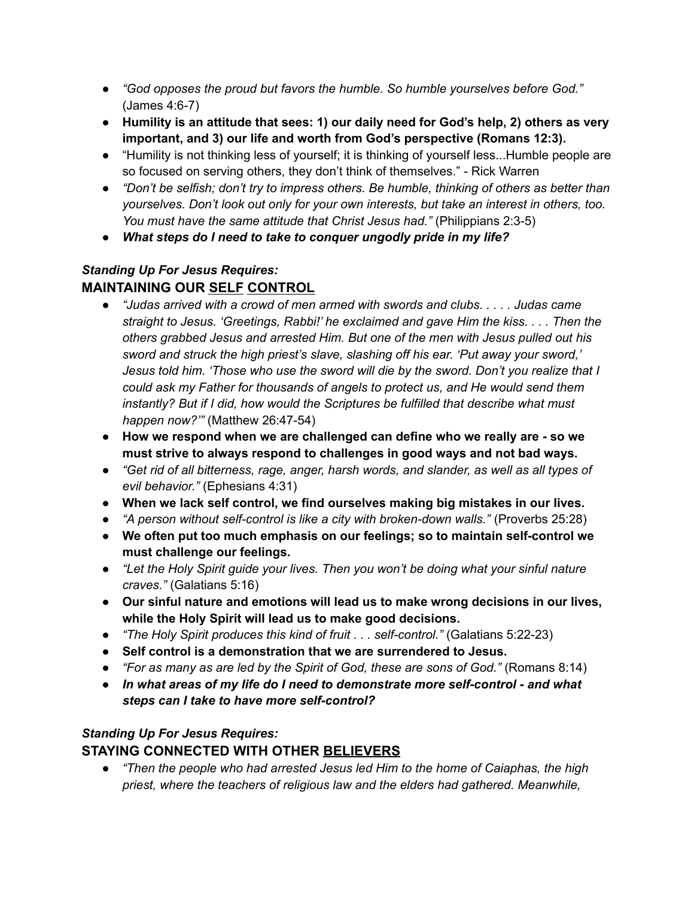- *"God opposes the proud but favors the humble. So humble yourselves before God."* (James 4:6-7)
- **Humility is an attitude that sees: 1) our daily need for God's help, 2) others as very important, and 3) our life and worth from God's perspective (Romans 12:3).**
- "Humility is not thinking less of yourself; it is thinking of yourself less...Humble people are so focused on serving others, they don't think of themselves." - Rick Warren
- *"Don't be selfish; don't try to impress others. Be humble, thinking of others as better than yourselves. Don't look out only for your own interests, but take an interest in others, too. You must have the same attitude that Christ Jesus had."* (Philippians 2:3-5)
- ***What steps do I need to take to conquer ungodly pride in my life?***

***Standing Up For Jesus Requires:***

## MAINTAINING OUR <u>SELF</u> <u>CONTROL</u>

- *"Judas arrived with a crowd of men armed with swords and clubs. . . . . Judas came straight to Jesus. 'Greetings, Rabbi!' he exclaimed and gave Him the kiss. . . . Then the others grabbed Jesus and arrested Him. But one of the men with Jesus pulled out his sword and struck the high priest's slave, slashing off his ear. 'Put away your sword,' Jesus told him. 'Those who use the sword will die by the sword. Don't you realize that I could ask my Father for thousands of angels to protect us, and He would send them instantly? But if I did, how would the Scriptures be fulfilled that describe what must happen now?'"* (Matthew 26:47-54)
- **How we respond when we are challenged can define who we really are - so we must strive to always respond to challenges in good ways and not bad ways.**
- *"Get rid of all bitterness, rage, anger, harsh words, and slander, as well as all types of evil behavior."* (Ephesians 4:31)
- **When we lack self control, we find ourselves making big mistakes in our lives.**
- *"A person without self-control is like a city with broken-down walls."* (Proverbs 25:28)
- **We often put too much emphasis on our feelings; so to maintain self-control we must challenge our feelings.**
- *"Let the Holy Spirit guide your lives. Then you won't be doing what your sinful nature craves."* (Galatians 5:16)
- **Our sinful nature and emotions will lead us to make wrong decisions in our lives, while the Holy Spirit will lead us to make good decisions.**
- *"The Holy Spirit produces this kind of fruit . . . self-control."* (Galatians 5:22-23)
- **Self control is a demonstration that we are surrendered to Jesus.**
- *"For as many as are led by the Spirit of God, these are sons of God."* (Romans 8:14)
- ***In what areas of my life do I need to demonstrate more self-control - and what steps can I take to have more self-control?***

***Standing Up For Jesus Requires:***

## STAYING CONNECTED WITH OTHER <u>BELIEVERS</u>

- *"Then the people who had arrested Jesus led Him to the home of Caiaphas, the high priest, where the teachers of religious law and the elders had gathered. Meanwhile,*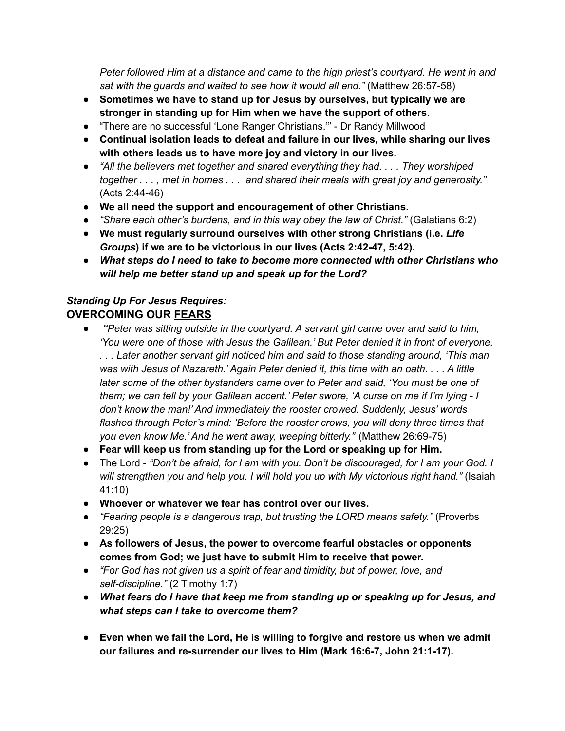*Peter followed Him at a distance and came to the high priest's courtyard. He went in and sat with the guards and waited to see how it would all end."* (Matthew 26:57-58)

- **Sometimes we have to stand up for Jesus by ourselves, but typically we are stronger in standing up for Him when we have the support of others.**
- "There are no successful 'Lone Ranger Christians.'" - Dr Randy Millwood
- **Continual isolation leads to defeat and failure in our lives, while sharing our lives with others leads us to have more joy and victory in our lives.**
- *"All the believers met together and shared everything they had. . . . They worshiped together . . . , met in homes . . . and shared their meals with great joy and generosity."* (Acts 2:44-46)
- **We all need the support and encouragement of other Christians.**
- *"Share each other's burdens, and in this way obey the law of Christ."* (Galatians 6:2)
- **We must regularly surround ourselves with other strong Christians (i.e. *Life Groups*) if we are to be victorious in our lives (Acts 2:42-47, 5:42).**
- ***What steps do I need to take to become more connected with other Christians who will help me better stand up and speak up for the Lord?***

***Standing Up For Jesus Requires:***

## OVERCOMING OUR <u>FEARS</u>

- ***"****Peter was sitting outside in the courtyard. A servant girl came over and said to him, 'You were one of those with Jesus the Galilean.' But Peter denied it in front of everyone. . . . Later another servant girl noticed him and said to those standing around, 'This man was with Jesus of Nazareth.' Again Peter denied it, this time with an oath. . . . A little later some of the other bystanders came over to Peter and said, 'You must be one of them; we can tell by your Galilean accent.' Peter swore, 'A curse on me if I'm lying - I don't know the man!' And immediately the rooster crowed. Suddenly, Jesus' words flashed through Peter's mind: 'Before the rooster crows, you will deny three times that you even know Me.' And he went away, weeping bitterly."* (Matthew 26:69-75)
- **Fear will keep us from standing up for the Lord or speaking up for Him.**
- The Lord - *"Don't be afraid, for I am with you. Don't be discouraged, for I am your God. I will strengthen you and help you. I will hold you up with My victorious right hand."* (Isaiah 41:10)
- **Whoever or whatever we fear has control over our lives.**
- *"Fearing people is a dangerous trap, but trusting the LORD means safety."* (Proverbs 29:25)
- **As followers of Jesus, the power to overcome fearful obstacles or opponents comes from God; we just have to submit Him to receive that power.**
- *"For God has not given us a spirit of fear and timidity, but of power, love, and self-discipline."* (2 Timothy 1:7)
- ***What fears do I have that keep me from standing up or speaking up for Jesus, and what steps can I take to overcome them?***

- **Even when we fail the Lord, He is willing to forgive and restore us when we admit our failures and re-surrender our lives to Him (Mark 16:6-7, John 21:1-17).**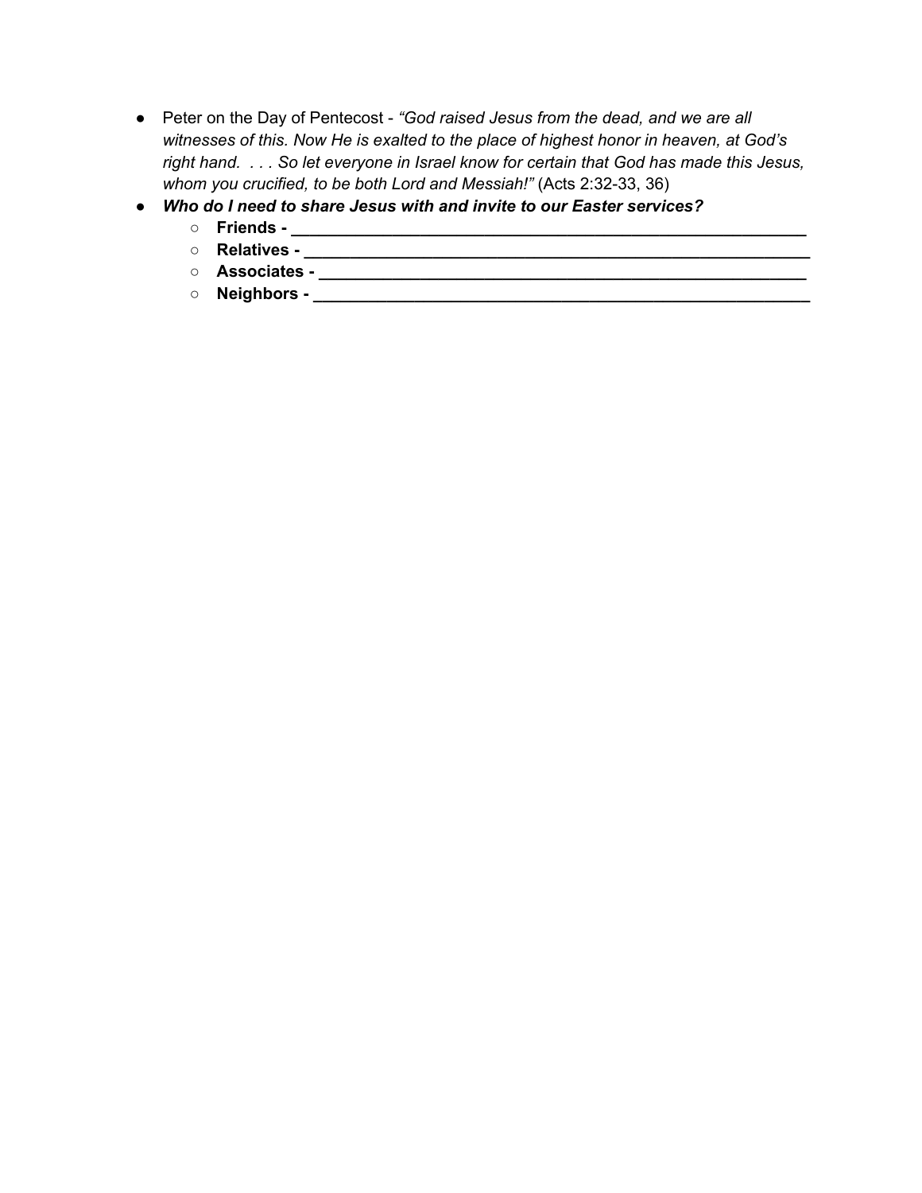- Peter on the Day of Pentecost - *"God raised Jesus from the dead, and we are all witnesses of this. Now He is exalted to the place of highest honor in heaven, at God's right hand. . . . So let everyone in Israel know for certain that God has made this Jesus, whom you crucified, to be both Lord and Messiah!"* (Acts 2:32-33, 36)
- ***Who do I need to share Jesus with and invite to our Easter services?***
  - **Friends - ________________________________________________________**
  - **Relatives - ______________________________________________________**
  - **Associates - ____________________________________________________**
  - **Neighbors - _____________________________________________________**